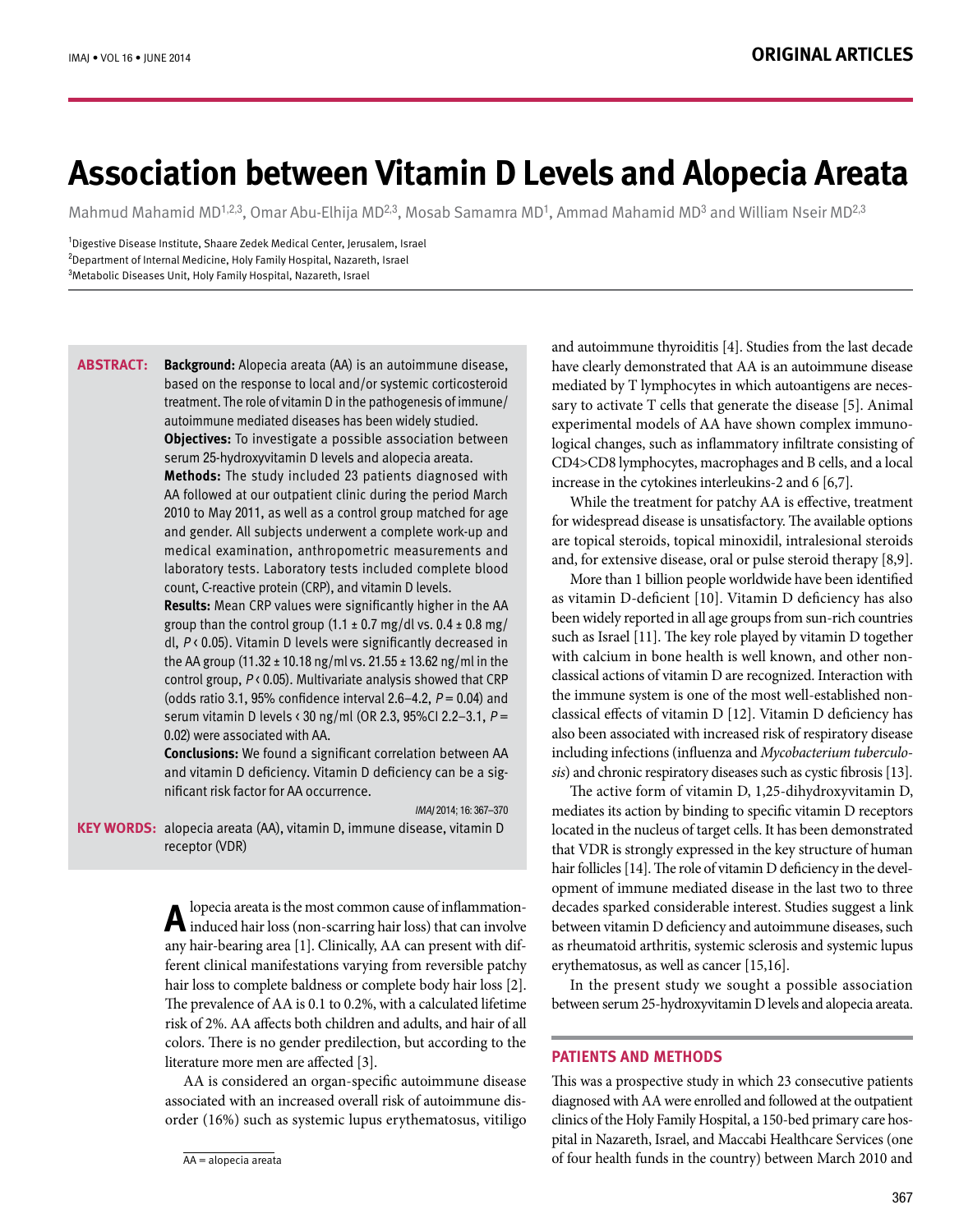# Association between Vitamin D Levels and Alopecia Areata

Mahmud Mahamid MD[1,2,3], Omar Abu-Elhija MD[2,3], Mosab Samamra MD[1], Ammad Mahamid MD[3] and William Nseir MD[2,3]

[1]Digestive Disease Institute, Shaare Zedek Medical Center, Jerusalem, Israel
[2]Department of Internal Medicine, Holy Family Hospital, Nazareth, Israel
[3]Metabolic Diseases Unit, Holy Family Hospital, Nazareth, Israel

**ABSTRACT:**

**Background:** Alopecia areata (AA) is an autoimmune disease, based on the response to local and/or systemic corticosteroid treatment. The role of vitamin D in the pathogenesis of immune/autoimmune mediated diseases has been widely studied.

**Objectives:** To investigate a possible association between serum 25-hydroxyvitamin D levels and alopecia areata.

**Methods:** The study included 23 patients diagnosed with AA followed at our outpatient clinic during the period March 2010 to May 2011, as well as a control group matched for age and gender. All subjects underwent a complete work-up and medical examination, anthropometric measurements and laboratory tests. Laboratory tests included complete blood count, C-reactive protein (CRP), and vitamin D levels.

**Results:** Mean CRP values were significantly higher in the AA group than the control group (1.1 ± 0.7 mg/dl vs. 0.4 ± 0.8 mg/dl, $P < 0.05$). Vitamin D levels were significantly decreased in the AA group (11.32 ± 10.18 ng/ml vs. 21.55 ± 13.62 ng/ml in the control group, $P < 0.05$). Multivariate analysis showed that CRP (odds ratio 3.1, 95% confidence interval 2.6–4.2, $P = 0.04$) and serum vitamin D levels < 30 ng/ml (OR 2.3, 95%CI 2.2–3.1, $P = 0.02$) were associated with AA.

**Conclusions:** We found a significant correlation between AA and vitamin D deficiency. Vitamin D deficiency can be a significant risk factor for AA occurrence.

*IMAJ* 2014; 16: 367–370

**KEY WORDS:** alopecia areata (AA), vitamin D, immune disease, vitamin D receptor (VDR)

Alopecia areata is the most common cause of inflammation-induced hair loss (non-scarring hair loss) that can involve any hair-bearing area [1]. Clinically, AA can present with different clinical manifestations varying from reversible patchy hair loss to complete baldness or complete body hair loss [2]. The prevalence of AA is 0.1 to 0.2%, with a calculated lifetime risk of 2%. AA affects both children and adults, and hair of all colors. There is no gender predilection, but according to the literature more men are affected [3].

AA is considered an organ-specific autoimmune disease associated with an increased overall risk of autoimmune disorder (16%) such as systemic lupus erythematosus, vitiligo and autoimmune thyroiditis [4]. Studies from the last decade have clearly demonstrated that AA is an autoimmune disease mediated by T lymphocytes in which autoantigens are necessary to activate T cells that generate the disease [5]. Animal experimental models of AA have shown complex immunological changes, such as inflammatory infiltrate consisting of CD4>CD8 lymphocytes, macrophages and B cells, and a local increase in the cytokines interleukins-2 and 6 [6,7].

While the treatment for patchy AA is effective, treatment for widespread disease is unsatisfactory. The available options are topical steroids, topical minoxidil, intralesional steroids and, for extensive disease, oral or pulse steroid therapy [8,9].

More than 1 billion people worldwide have been identified as vitamin D-deficient [10]. Vitamin D deficiency has also been widely reported in all age groups from sun-rich countries such as Israel [11]. The key role played by vitamin D together with calcium in bone health is well known, and other non-classical actions of vitamin D are recognized. Interaction with the immune system is one of the most well-established non-classical effects of vitamin D [12]. Vitamin D deficiency has also been associated with increased risk of respiratory disease including infections (influenza and *Mycobacterium tuberculosis*) and chronic respiratory diseases such as cystic fibrosis [13].

The active form of vitamin D, 1,25-dihydroxyvitamin D, mediates its action by binding to specific vitamin D receptors located in the nucleus of target cells. It has been demonstrated that VDR is strongly expressed in the key structure of human hair follicles [14]. The role of vitamin D deficiency in the development of immune mediated disease in the last two to three decades sparked considerable interest. Studies suggest a link between vitamin D deficiency and autoimmune diseases, such as rheumatoid arthritis, systemic sclerosis and systemic lupus erythematosus, as well as cancer [15,16].

In the present study we sought a possible association between serum 25-hydroxyvitamin D levels and alopecia areata.

## PATIENTS AND METHODS

This was a prospective study in which 23 consecutive patients diagnosed with AA were enrolled and followed at the outpatient clinics of the Holy Family Hospital, a 150-bed primary care hospital in Nazareth, Israel, and Maccabi Healthcare Services (one of four health funds in the country) between March 2010 and

AA = alopecia areata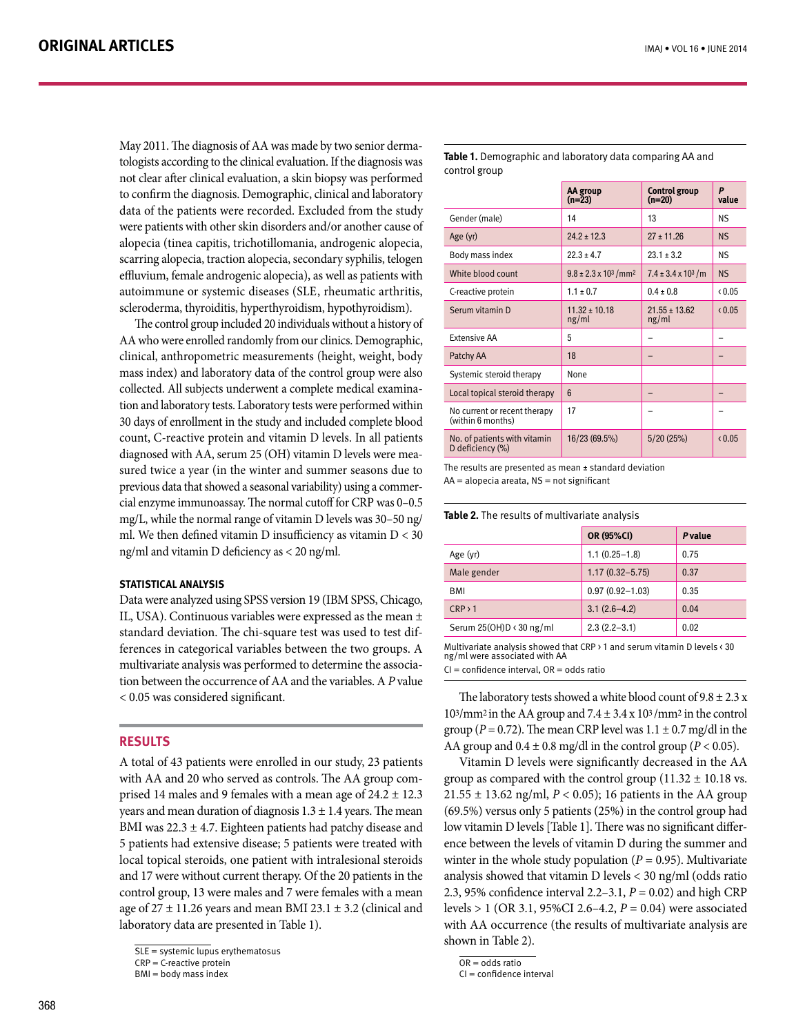May 2011. The diagnosis of AA was made by two senior dermatologists according to the clinical evaluation. If the diagnosis was not clear after clinical evaluation, a skin biopsy was performed to confirm the diagnosis. Demographic, clinical and laboratory data of the patients were recorded. Excluded from the study were patients with other skin disorders and/or another cause of alopecia (tinea capitis, trichotillomania, androgenic alopecia, scarring alopecia, traction alopecia, secondary syphilis, telogen effluvium, female androgenic alopecia), as well as patients with autoimmune or systemic diseases (SLE, rheumatic arthritis, scleroderma, thyroiditis, hyperthyroidism, hypothyroidism).

The control group included 20 individuals without a history of AA who were enrolled randomly from our clinics. Demographic, clinical, anthropometric measurements (height, weight, body mass index) and laboratory data of the control group were also collected. All subjects underwent a complete medical examination and laboratory tests. Laboratory tests were performed within 30 days of enrollment in the study and included complete blood count, C-reactive protein and vitamin D levels. In all patients diagnosed with AA, serum 25 (OH) vitamin D levels were measured twice a year (in the winter and summer seasons due to previous data that showed a seasonal variability) using a commercial enzyme immunoassay. The normal cutoff for CRP was 0–0.5 mg/L, while the normal range of vitamin D levels was 30–50 ng/ml. We then defined vitamin D insufficiency as vitamin D < 30 ng/ml and vitamin D deficiency as < 20 ng/ml.

### STATISTICAL ANALYSIS

Data were analyzed using SPSS version 19 (IBM SPSS, Chicago, IL, USA). Continuous variables were expressed as the mean ± standard deviation. The chi-square test was used to test differences in categorical variables between the two groups. A multivariate analysis was performed to determine the association between the occurrence of AA and the variables. A $P$ value < 0.05 was considered significant.

## RESULTS

A total of 43 patients were enrolled in our study, 23 patients with AA and 20 who served as controls. The AA group comprised 14 males and 9 females with a mean age of 24.2 ± 12.3 years and mean duration of diagnosis 1.3 ± 1.4 years. The mean BMI was 22.3 ± 4.7. Eighteen patients had patchy disease and 5 patients had extensive disease; 5 patients were treated with local topical steroids, one patient with intralesional steroids and 17 were without current therapy. Of the 20 patients in the control group, 13 were males and 7 were females with a mean age of 27 ± 11.26 years and mean BMI 23.1 ± 3.2 (clinical and laboratory data are presented in Table 1).

SLE = systemic lupus erythematosus
CRP = C-reactive protein
BMI = body mass index

**Table 1.** Demographic and laboratory data comparing AA and control group

| | AA group (n=23) | Control group (n=20) | *P* value |
|---|---|---|---|
| Gender (male) | 14 | 13 | NS |
| Age (yr) | 24.2 ± 12.3 | 27 ± 11.26 | NS |
| Body mass index | 22.3 ± 4.7 | 23.1 ± 3.2 | NS |
| White blood count | 9.8 ± 2.3 x $10^3$/mm$^2$ | 7.4 ± 3.4 x $10^3$/m | NS |
| C-reactive protein | 1.1 ± 0.7 | 0.4 ± 0.8 | < 0.05 |
| Serum vitamin D | 11.32 ± 10.18 ng/ml | 21.55 ± 13.62 ng/ml | < 0.05 |
| Extensive AA | 5 | – | – |
| Patchy AA | 18 | – | – |
| Systemic steroid therapy | None | | |
| Local topical steroid therapy | 6 | – | – |
| No current or recent therapy (within 6 months) | 17 | – | – |
| No. of patients with vitamin D deficiency (%) | 16/23 (69.5%) | 5/20 (25%) | < 0.05 |

The results are presented as mean ± standard deviation
AA = alopecia areata, NS = not significant

**Table 2.** The results of multivariate analysis

| | OR (95%CI) | *P* value |
|---|---|---|
| Age (yr) | 1.1 (0.25–1.8) | 0.75 |
| Male gender | 1.17 (0.32–5.75) | 0.37 |
| BMI | 0.97 (0.92–1.03) | 0.35 |
| CRP > 1 | 3.1 (2.6–4.2) | 0.04 |
| Serum 25(OH)D < 30 ng/ml | 2.3 (2.2–3.1) | 0.02 |

Multivariate analysis showed that CRP > 1 and serum vitamin D levels < 30 ng/ml were associated with AA
CI = confidence interval, OR = odds ratio

The laboratory tests showed a white blood count of 9.8 ± 2.3 x $10^3$/mm$^2$ in the AA group and 7.4 ± 3.4 x $10^3$/mm$^2$ in the control group ($P = 0.72$). The mean CRP level was 1.1 ± 0.7 mg/dl in the AA group and 0.4 ± 0.8 mg/dl in the control group ($P < 0.05$).

Vitamin D levels were significantly decreased in the AA group as compared with the control group (11.32 ± 10.18 vs. 21.55 ± 13.62 ng/ml, $P < 0.05$); 16 patients in the AA group (69.5%) versus only 5 patients (25%) in the control group had low vitamin D levels [Table 1]. There was no significant difference between the levels of vitamin D during the summer and winter in the whole study population ($P = 0.95$). Multivariate analysis showed that vitamin D levels < 30 ng/ml (odds ratio 2.3, 95% confidence interval 2.2–3.1, $P = 0.02$) and high CRP levels > 1 (OR 3.1, 95%CI 2.6–4.2, $P = 0.04$) were associated with AA occurrence (the results of multivariate analysis are shown in Table 2).

OR = odds ratio
CI = confidence interval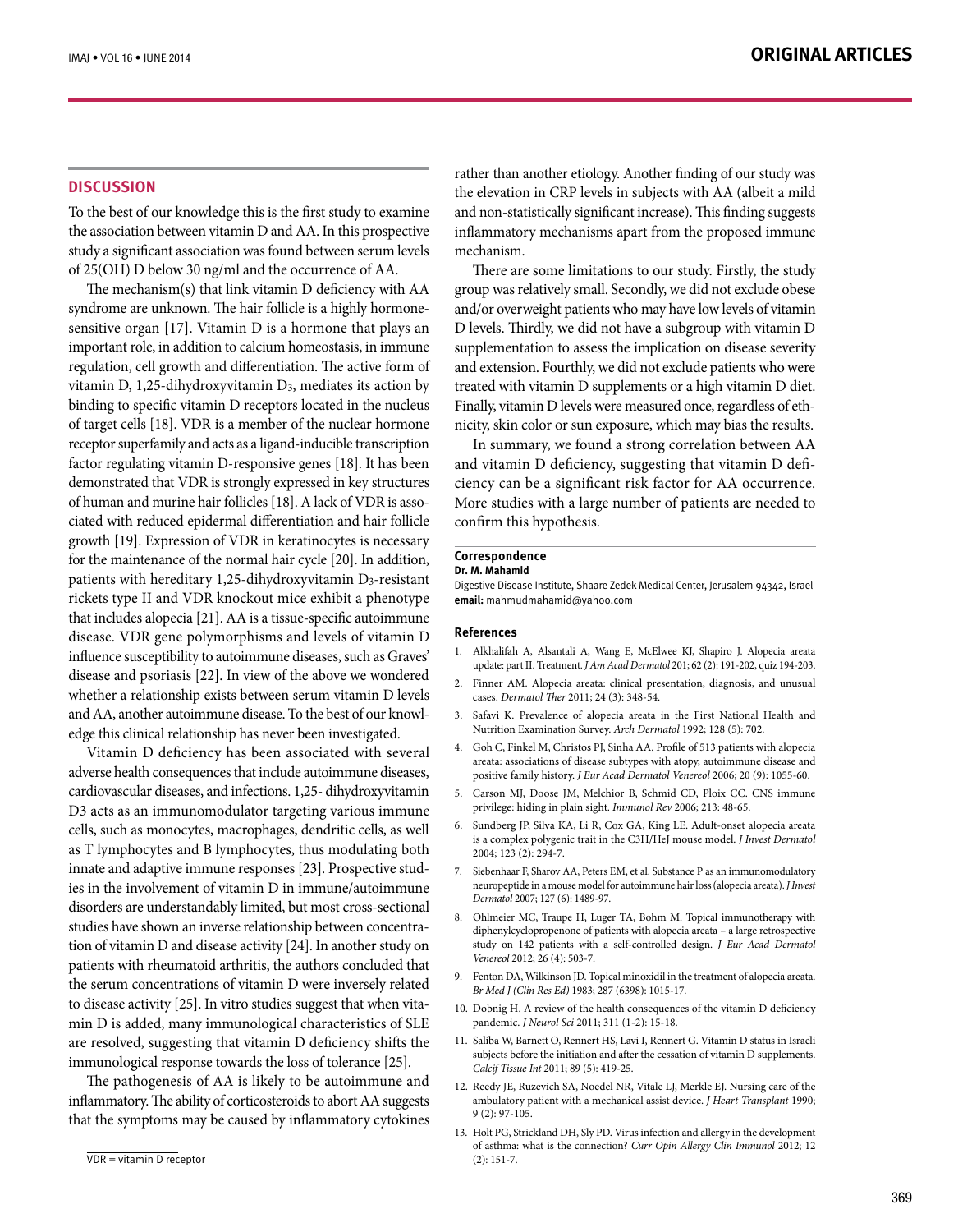## DISCUSSION

To the best of our knowledge this is the first study to examine the association between vitamin D and AA. In this prospective study a significant association was found between serum levels of 25(OH) D below 30 ng/ml and the occurrence of AA.

The mechanism(s) that link vitamin D deficiency with AA syndrome are unknown. The hair follicle is a highly hormone-sensitive organ [17]. Vitamin D is a hormone that plays an important role, in addition to calcium homeostasis, in immune regulation, cell growth and differentiation. The active form of vitamin D, 1,25-dihydroxyvitamin $D_3$, mediates its action by binding to specific vitamin D receptors located in the nucleus of target cells [18]. VDR is a member of the nuclear hormone receptor superfamily and acts as a ligand-inducible transcription factor regulating vitamin D-responsive genes [18]. It has been demonstrated that VDR is strongly expressed in key structures of human and murine hair follicles [18]. A lack of VDR is associated with reduced epidermal differentiation and hair follicle growth [19]. Expression of VDR in keratinocytes is necessary for the maintenance of the normal hair cycle [20]. In addition, patients with hereditary 1,25-dihydroxyvitamin $D_3$-resistant rickets type II and VDR knockout mice exhibit a phenotype that includes alopecia [21]. AA is a tissue-specific autoimmune disease. VDR gene polymorphisms and levels of vitamin D influence susceptibility to autoimmune diseases, such as Graves' disease and psoriasis [22]. In view of the above we wondered whether a relationship exists between serum vitamin D levels and AA, another autoimmune disease. To the best of our knowledge this clinical relationship has never been investigated.

Vitamin D deficiency has been associated with several adverse health consequences that include autoimmune diseases, cardiovascular diseases, and infections. 1,25- dihydroxyvitamin D3 acts as an immunomodulator targeting various immune cells, such as monocytes, macrophages, dendritic cells, as well as T lymphocytes and B lymphocytes, thus modulating both innate and adaptive immune responses [23]. Prospective studies in the involvement of vitamin D in immune/autoimmune disorders are understandably limited, but most cross-sectional studies have shown an inverse relationship between concentration of vitamin D and disease activity [24]. In another study on patients with rheumatoid arthritis, the authors concluded that the serum concentrations of vitamin D were inversely related to disease activity [25]. In vitro studies suggest that when vitamin D is added, many immunological characteristics of SLE are resolved, suggesting that vitamin D deficiency shifts the immunological response towards the loss of tolerance [25].

The pathogenesis of AA is likely to be autoimmune and inflammatory. The ability of corticosteroids to abort AA suggests that the symptoms may be caused by inflammatory cytokines rather than another etiology. Another finding of our study was the elevation in CRP levels in subjects with AA (albeit a mild and non-statistically significant increase). This finding suggests inflammatory mechanisms apart from the proposed immune mechanism.

There are some limitations to our study. Firstly, the study group was relatively small. Secondly, we did not exclude obese and/or overweight patients who may have low levels of vitamin D levels. Thirdly, we did not have a subgroup with vitamin D supplementation to assess the implication on disease severity and extension. Fourthly, we did not exclude patients who were treated with vitamin D supplements or a high vitamin D diet. Finally, vitamin D levels were measured once, regardless of ethnicity, skin color or sun exposure, which may bias the results.

In summary, we found a strong correlation between AA and vitamin D deficiency, suggesting that vitamin D deficiency can be a significant risk factor for AA occurrence. More studies with a large number of patients are needed to confirm this hypothesis.

VDR = vitamin D receptor

**Correspondence**
**Dr. M. Mahamid**
Digestive Disease Institute, Shaare Zedek Medical Center, Jerusalem 94342, Israel
**email:** mahmudmahamid@yahoo.com

### References

1. Alkhalifah A, Alsantali A, Wang E, McElwee KJ, Shapiro J. Alopecia areata update: part II. Treatment. *J Am Acad Dermatol* 201; 62 (2): 191-202, quiz 194-203.
2. Finner AM. Alopecia areata: clinical presentation, diagnosis, and unusual cases. *Dermatol Ther* 2011; 24 (3): 348-54.
3. Safavi K. Prevalence of alopecia areata in the First National Health and Nutrition Examination Survey. *Arch Dermatol* 1992; 128 (5): 702.
4. Goh C, Finkel M, Christos PJ, Sinha AA. Profile of 513 patients with alopecia areata: associations of disease subtypes with atopy, autoimmune disease and positive family history. *J Eur Acad Dermatol Venereol* 2006; 20 (9): 1055-60.
5. Carson MJ, Doose JM, Melchior B, Schmid CD, Ploix CC. CNS immune privilege: hiding in plain sight. *Immunol Rev* 2006; 213: 48-65.
6. Sundberg JP, Silva KA, Li R, Cox GA, King LE. Adult-onset alopecia areata is a complex polygenic trait in the C3H/HeJ mouse model. *J Invest Dermatol* 2004; 123 (2): 294-7.
7. Siebenhaar F, Sharov AA, Peters EM, et al. Substance P as an immunomodulatory neuropeptide in a mouse model for autoimmune hair loss (alopecia areata). *J Invest Dermatol* 2007; 127 (6): 1489-97.
8. Ohlmeier MC, Traupe H, Luger TA, Bohm M. Topical immunotherapy with diphenylcyclopropenone of patients with alopecia areata – a large retrospective study on 142 patients with a self-controlled design. *J Eur Acad Dermatol Venereol* 2012; 26 (4): 503-7.
9. Fenton DA, Wilkinson JD. Topical minoxidil in the treatment of alopecia areata. *Br Med J (Clin Res Ed)* 1983; 287 (6398): 1015-17.
10. Dobnig H. A review of the health consequences of the vitamin D deficiency pandemic. *J Neurol Sci* 2011; 311 (1-2): 15-18.
11. Saliba W, Barnett O, Rennert HS, Lavi I, Rennert G. Vitamin D status in Israeli subjects before the initiation and after the cessation of vitamin D supplements. *Calcif Tissue Int* 2011; 89 (5): 419-25.
12. Reedy JE, Ruzevich SA, Noedel NR, Vitale LJ, Merkle EJ. Nursing care of the ambulatory patient with a mechanical assist device. *J Heart Transplant* 1990; 9 (2): 97-105.
13. Holt PG, Strickland DH, Sly PD. Virus infection and allergy in the development of asthma: what is the connection? *Curr Opin Allergy Clin Immunol* 2012; 12 (2): 151-7.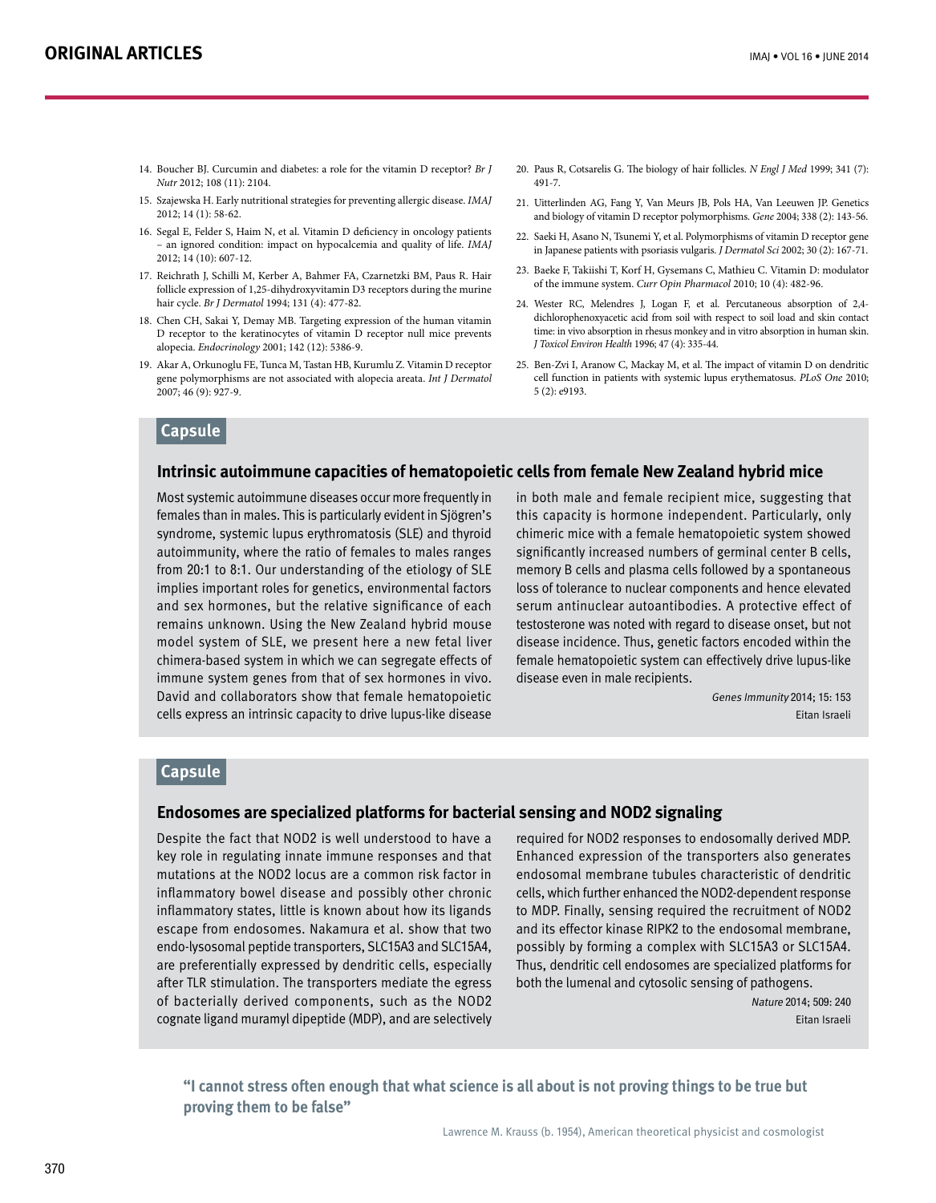14. Boucher BJ. Curcumin and diabetes: a role for the vitamin D receptor? *Br J Nutr* 2012; 108 (11): 2104.
15. Szajewska H. Early nutritional strategies for preventing allergic disease. *IMAJ* 2012; 14 (1): 58-62.
16. Segal E, Felder S, Haim N, et al. Vitamin D deficiency in oncology patients – an ignored condition: impact on hypocalcemia and quality of life. *IMAJ* 2012; 14 (10): 607-12.
17. Reichrath J, Schilli M, Kerber A, Bahmer FA, Czarnetzki BM, Paus R. Hair follicle expression of 1,25-dihydroxyvitamin D3 receptors during the murine hair cycle. *Br J Dermatol* 1994; 131 (4): 477-82.
18. Chen CH, Sakai Y, Demay MB. Targeting expression of the human vitamin D receptor to the keratinocytes of vitamin D receptor null mice prevents alopecia. *Endocrinology* 2001; 142 (12): 5386-9.
19. Akar A, Orkunoglu FE, Tunca M, Tastan HB, Kurumlu Z. Vitamin D receptor gene polymorphisms are not associated with alopecia areata. *Int J Dermatol* 2007; 46 (9): 927-9.
20. Paus R, Cotsarelis G. The biology of hair follicles. *N Engl J Med* 1999; 341 (7): 491-7.
21. Uitterlinden AG, Fang Y, Van Meurs JB, Pols HA, Van Leeuwen JP. Genetics and biology of vitamin D receptor polymorphisms. *Gene* 2004; 338 (2): 143-56.
22. Saeki H, Asano N, Tsunemi Y, et al. Polymorphisms of vitamin D receptor gene in Japanese patients with psoriasis vulgaris. *J Dermatol Sci* 2002; 30 (2): 167-71.
23. Baeke F, Takiishi T, Korf H, Gysemans C, Mathieu C. Vitamin D: modulator of the immune system. *Curr Opin Pharmacol* 2010; 10 (4): 482-96.
24. Wester RC, Melendres J, Logan F, et al. Percutaneous absorption of 2,4-dichlorophenoxyacetic acid from soil with respect to soil load and skin contact time: in vivo absorption in rhesus monkey and in vitro absorption in human skin. *J Toxicol Environ Health* 1996; 47 (4): 335-44.
25. Ben-Zvi I, Aranow C, Mackay M, et al. The impact of vitamin D on dendritic cell function in patients with systemic lupus erythematosus. *PLoS One* 2010; 5 (2): e9193.

## Capsule

### Intrinsic autoimmune capacities of hematopoietic cells from female New Zealand hybrid mice

Most systemic autoimmune diseases occur more frequently in females than in males. This is particularly evident in Sjögren's syndrome, systemic lupus erythomatosis (SLE) and thyroid autoimmunity, where the ratio of females to males ranges from 20:1 to 8:1. Our understanding of the etiology of SLE implies important roles for genetics, environmental factors and sex hormones, but the relative significance of each remains unknown. Using the New Zealand hybrid mouse model system of SLE, we present here a new fetal liver chimera-based system in which we can segregate effects of immune system genes from that of sex hormones in vivo. David and collaborators show that female hematopoietic cells express an intrinsic capacity to drive lupus-like disease in both male and female recipient mice, suggesting that this capacity is hormone independent. Particularly, only chimeric mice with a female hematopoietic system showed significantly increased numbers of germinal center B cells, memory B cells and plasma cells followed by a spontaneous loss of tolerance to nuclear components and hence elevated serum antinuclear autoantibodies. A protective effect of testosterone was noted with regard to disease onset, but not disease incidence. Thus, genetic factors encoded within the female hematopoietic system can effectively drive lupus-like disease even in male recipients.

*Genes Immunity* 2014; 15: 153

Eitan Israeli

## Capsule

### Endosomes are specialized platforms for bacterial sensing and NOD2 signaling

Despite the fact that NOD2 is well understood to have a key role in regulating innate immune responses and that mutations at the NOD2 locus are a common risk factor in inflammatory bowel disease and possibly other chronic inflammatory states, little is known about how its ligands escape from endosomes. Nakamura et al. show that two endo-lysosomal peptide transporters, SLC15A3 and SLC15A4, are preferentially expressed by dendritic cells, especially after TLR stimulation. The transporters mediate the egress of bacterially derived components, such as the NOD2 cognate ligand muramyl dipeptide (MDP), and are selectively required for NOD2 responses to endosomally derived MDP. Enhanced expression of the transporters also generates endosomal membrane tubules characteristic of dendritic cells, which further enhanced the NOD2-dependent response to MDP. Finally, sensing required the recruitment of NOD2 and its effector kinase RIPK2 to the endosomal membrane, possibly by forming a complex with SLC15A3 or SLC15A4. Thus, dendritic cell endosomes are specialized platforms for both the lumenal and cytosolic sensing of pathogens.

*Nature* 2014; 509: 240

Eitan Israeli

**"I cannot stress often enough that what science is all about is not proving things to be true but proving them to be false"**

Lawrence M. Krauss (b. 1954), American theoretical physicist and cosmologist